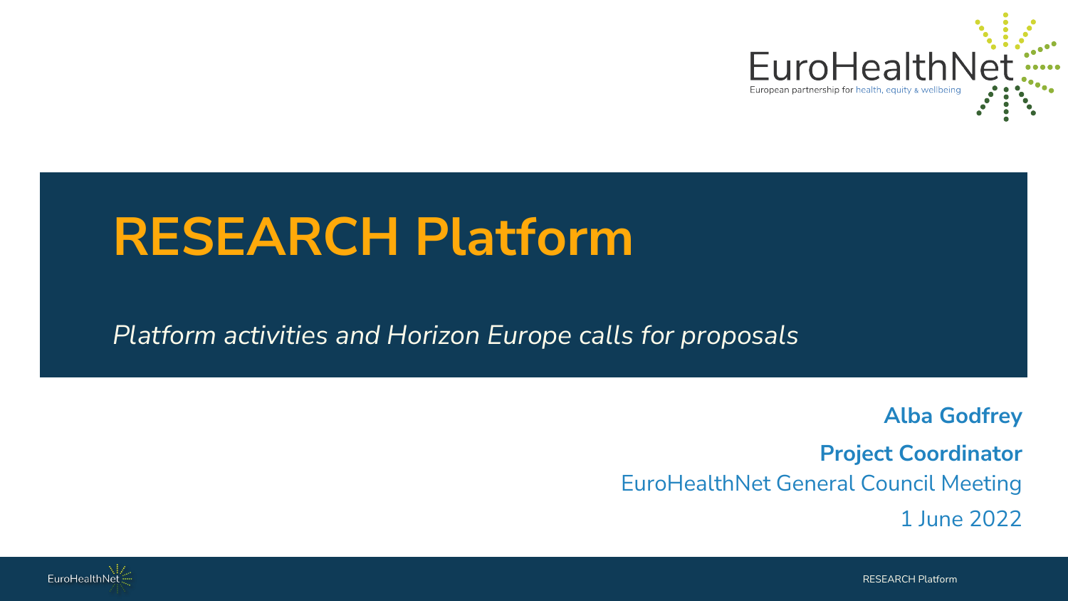# RESEARCH Platform

*Platform activities and Horizon Europe calls for proposals*

**Alba Godfrey**

**Project Coordinator**

EuroHealthNet General Council Meeting

1 June 2022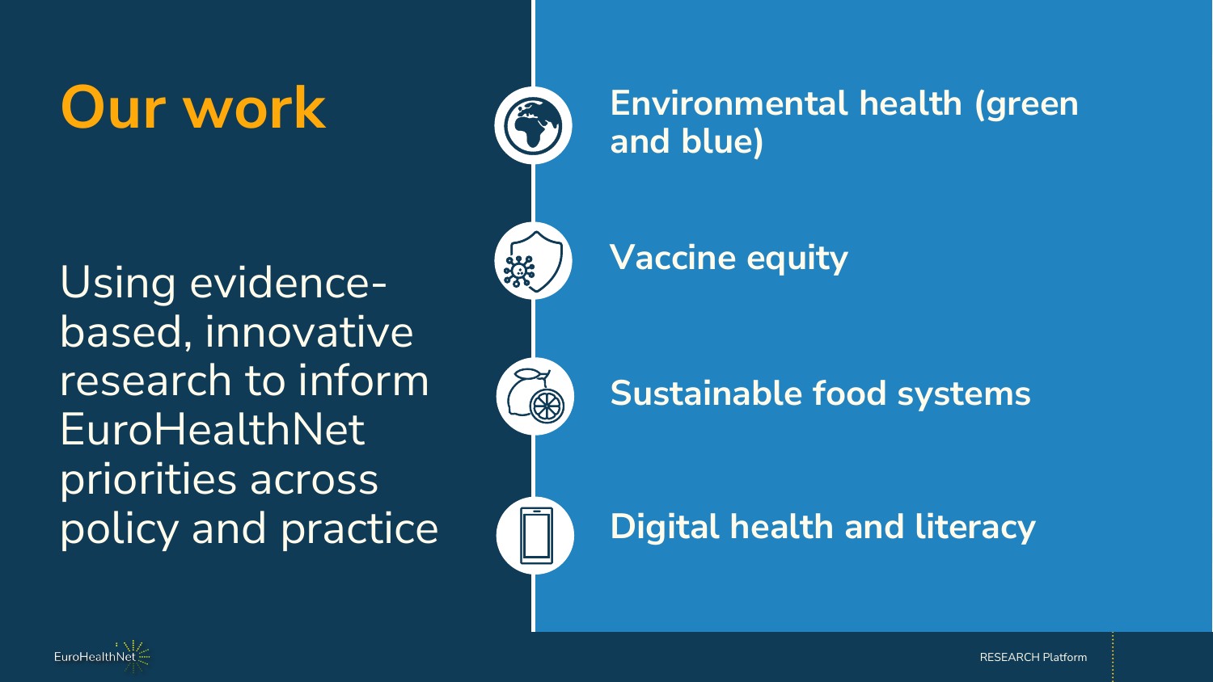# Our work

Using evidence-based, innovative research to inform EuroHealthNet priorities across policy and practice

- **Environmental health (green and blue)**
- **Vaccine equity**
- **Sustainable food systems**
- **Digital health and literacy**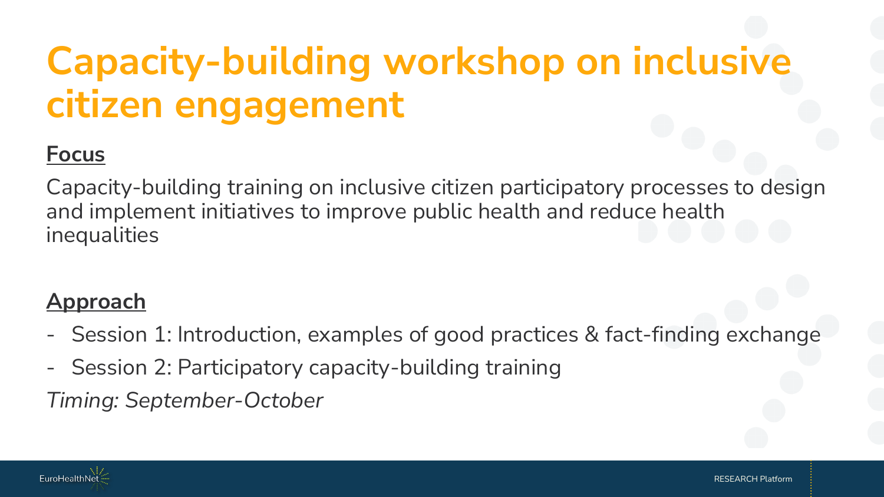# Capacity-building workshop on inclusive citizen engagement

## Focus

Capacity-building training on inclusive citizen participatory processes to design and implement initiatives to improve public health and reduce health inequalities

## Approach

- Session 1: Introduction, examples of good practices & fact-finding exchange
- Session 2: Participatory capacity-building training

*Timing: September-October*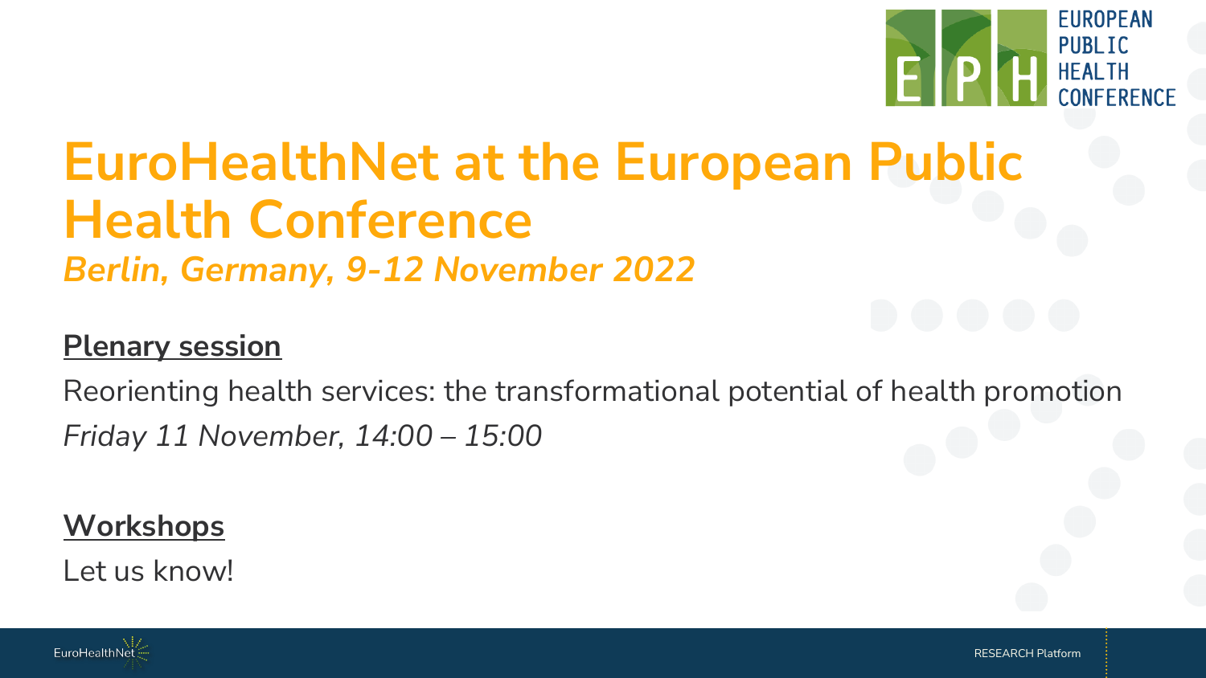# EuroHealthNet at the European Public Health Conference

***Berlin, Germany, 9-12 November 2022***

## Plenary session

Reorienting health services: the transformational potential of health promotion

*Friday 11 November, 14:00 – 15:00*

## Workshops

Let us know!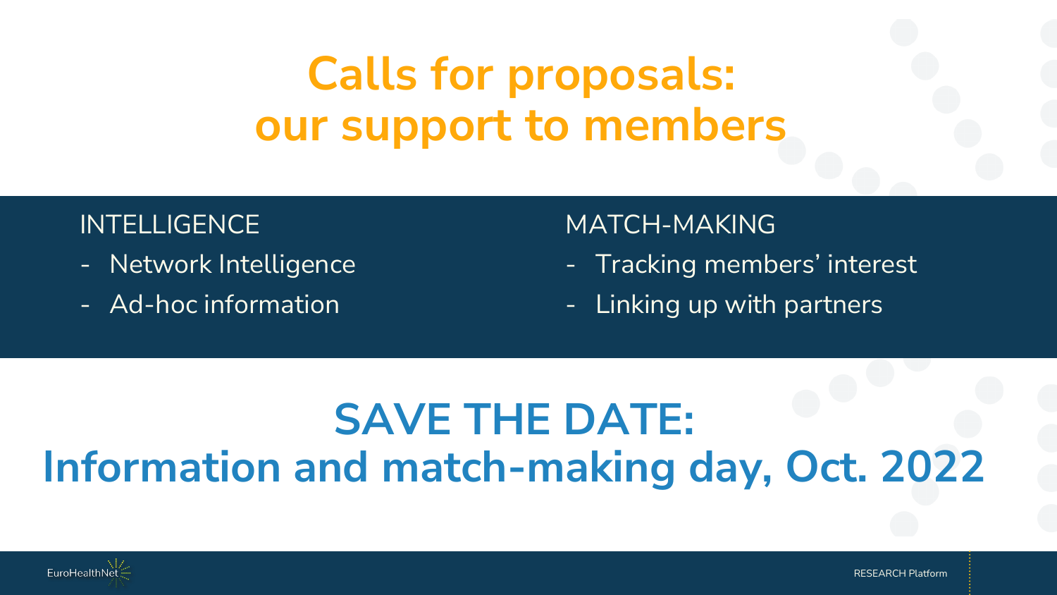# Calls for proposals: our support to members

INTELLIGENCE

- Network Intelligence
- Ad-hoc information

MATCH-MAKING

- Tracking members' interest
- Linking up with partners

## SAVE THE DATE: Information and match-making day, Oct. 2022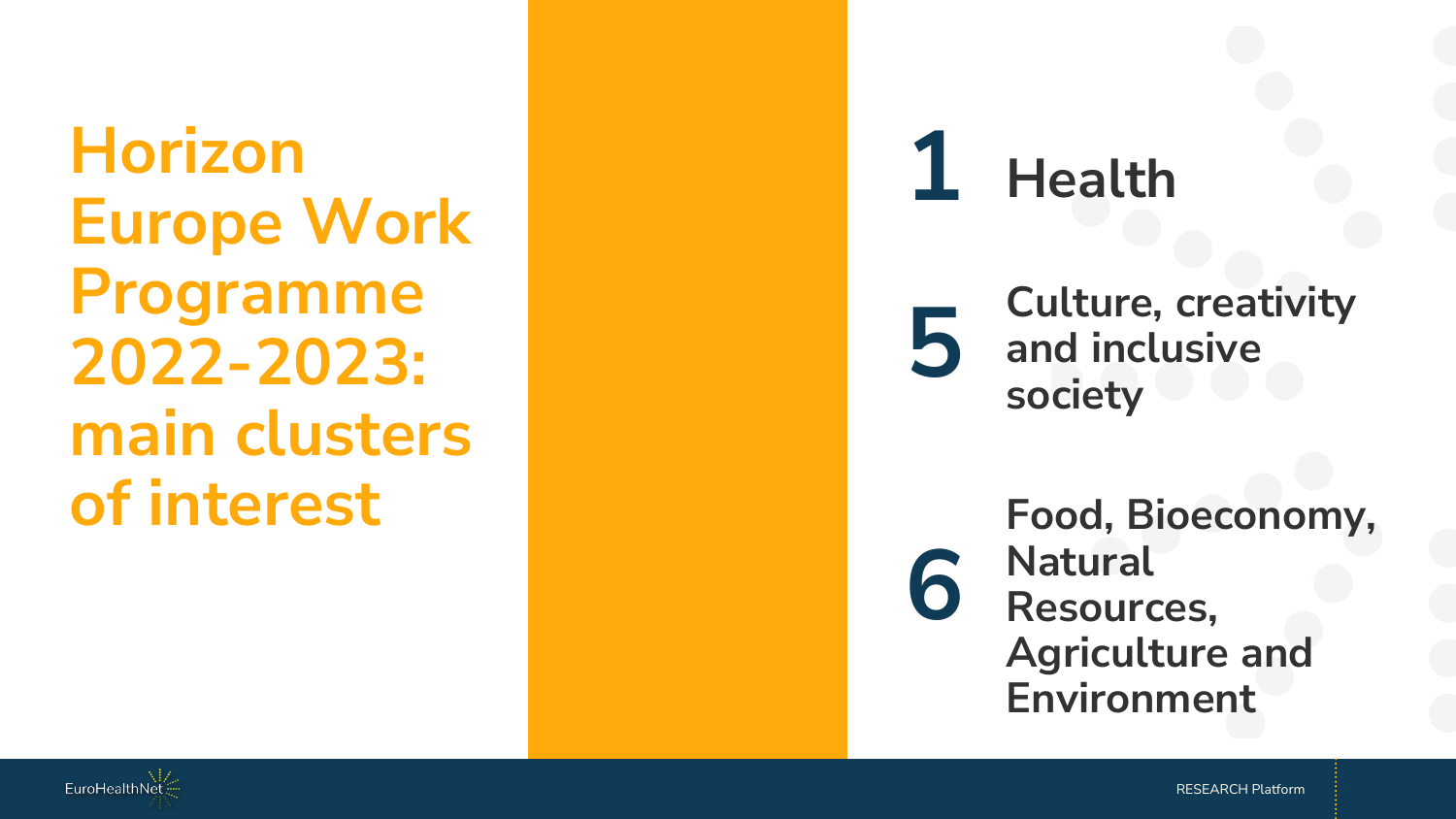# Horizon Europe Work Programme 2022-2023: main clusters of interest

**1** **Health**

**5** **Culture, creativity and inclusive society**

**6** **Food, Bioeconomy, Natural Resources, Agriculture and Environment**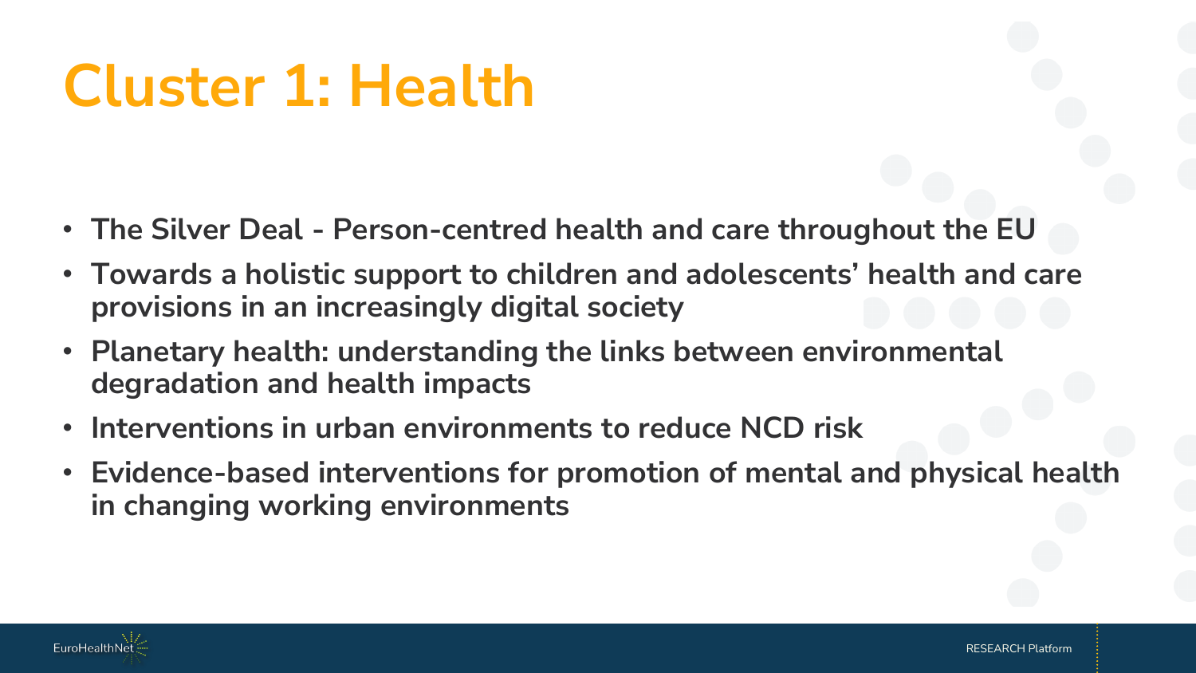# Cluster 1: Health

- **The Silver Deal - Person-centred health and care throughout the EU**
- **Towards a holistic support to children and adolescents' health and care provisions in an increasingly digital society**
- **Planetary health: understanding the links between environmental degradation and health impacts**
- **Interventions in urban environments to reduce NCD risk**
- **Evidence-based interventions for promotion of mental and physical health in changing working environments**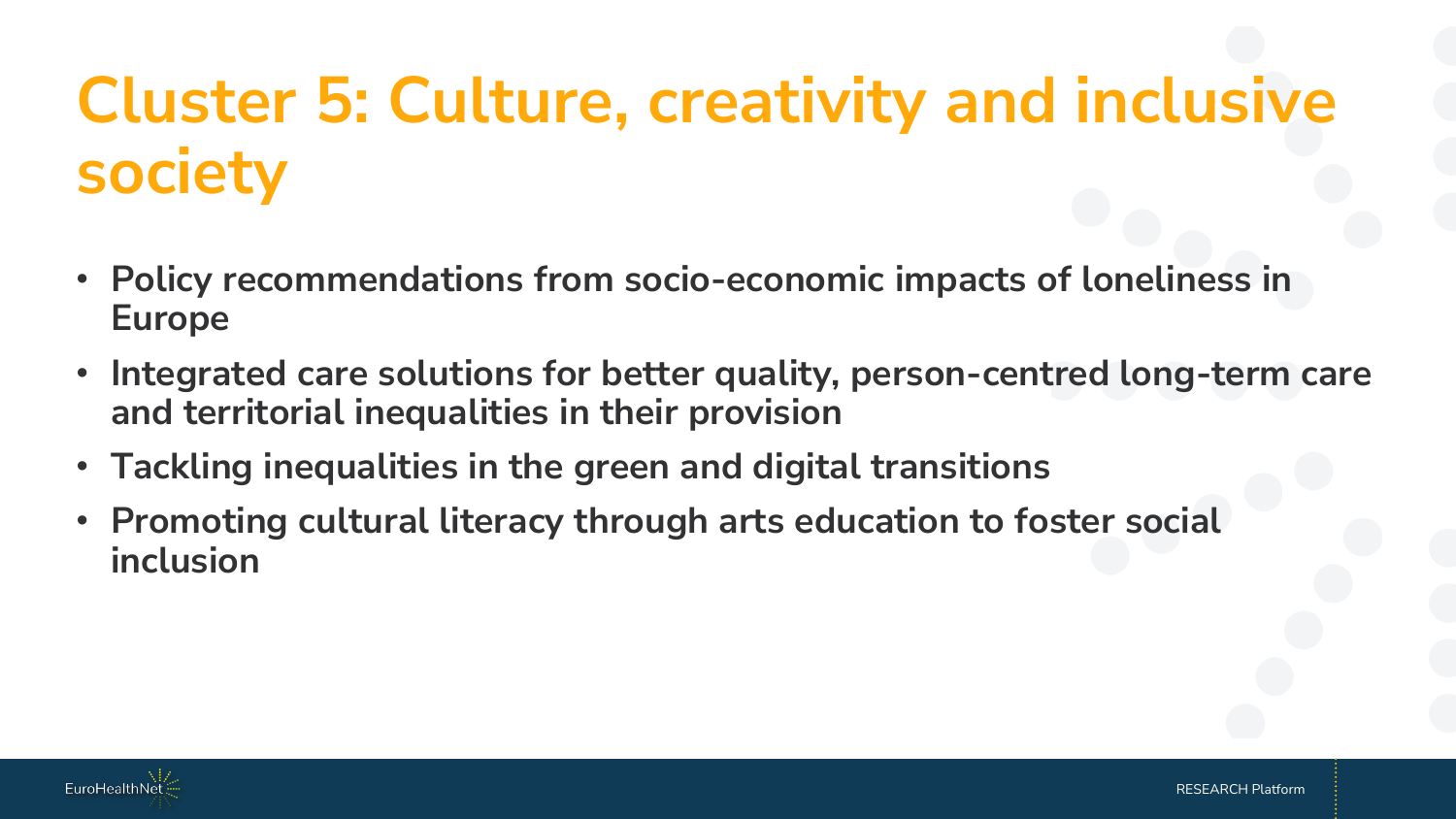# Cluster 5: Culture, creativity and inclusive society

- **Policy recommendations from socio-economic impacts of loneliness in Europe**
- **Integrated care solutions for better quality, person-centred long-term care and territorial inequalities in their provision**
- **Tackling inequalities in the green and digital transitions**
- **Promoting cultural literacy through arts education to foster social inclusion**